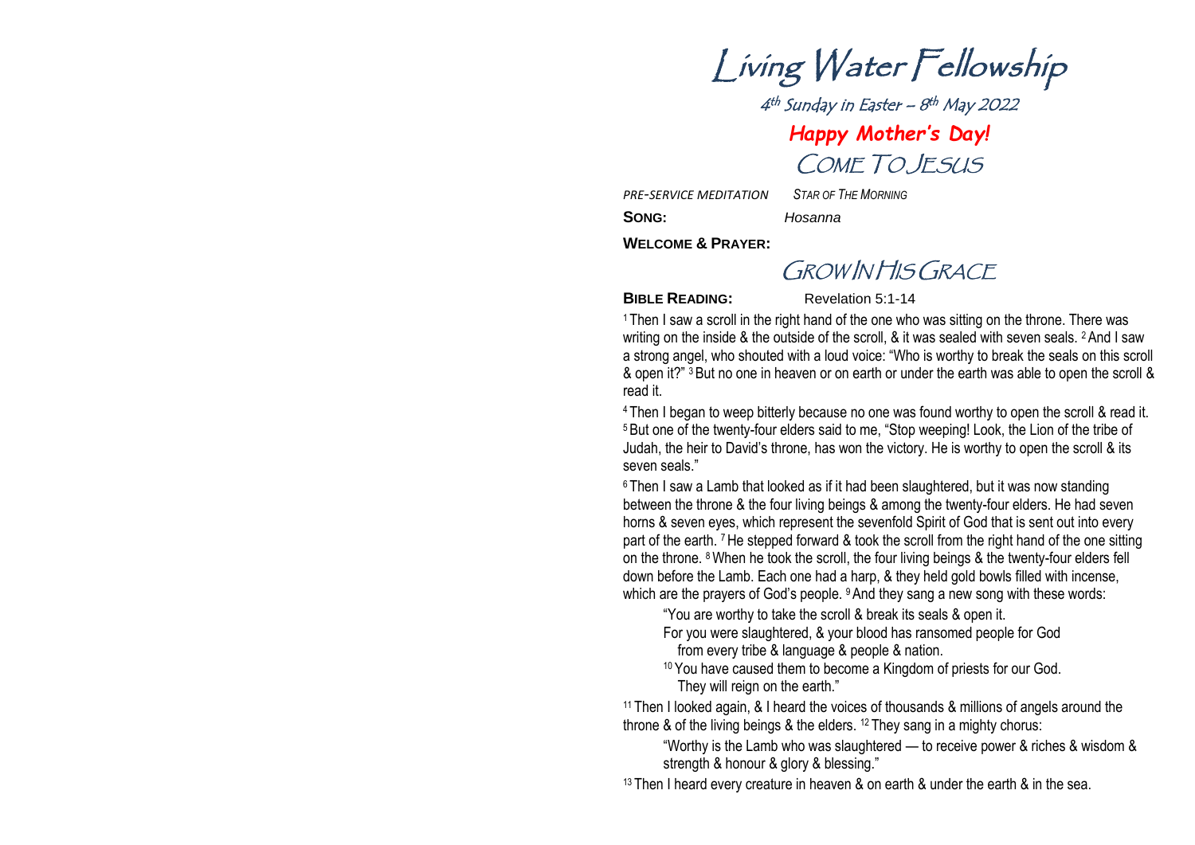# Living Water Fellowship

4th Sunday in Easter – 8th May 2022

***Happy Mother's Day!***

## COME TO JESUS

*PRE-SERVICE MEDITATION* *STAR OF THE MORNING*

**SONG:** *Hosanna*

**WELCOME & PRAYER:**

## GROW IN HIS GRACE

**BIBLE READING:** Revelation 5:1-14

[1] Then I saw a scroll in the right hand of the one who was sitting on the throne. There was writing on the inside & the outside of the scroll, & it was sealed with seven seals. [2] And I saw a strong angel, who shouted with a loud voice: "Who is worthy to break the seals on this scroll & open it?" [3] But no one in heaven or on earth or under the earth was able to open the scroll & read it.

[4] Then I began to weep bitterly because no one was found worthy to open the scroll & read it. [5] But one of the twenty-four elders said to me, "Stop weeping! Look, the Lion of the tribe of Judah, the heir to David's throne, has won the victory. He is worthy to open the scroll & its seven seals."

[6] Then I saw a Lamb that looked as if it had been slaughtered, but it was now standing between the throne & the four living beings & among the twenty-four elders. He had seven horns & seven eyes, which represent the sevenfold Spirit of God that is sent out into every part of the earth. [7] He stepped forward & took the scroll from the right hand of the one sitting on the throne. [8] When he took the scroll, the four living beings & the twenty-four elders fell down before the Lamb. Each one had a harp, & they held gold bowls filled with incense, which are the prayers of God's people. [9] And they sang a new song with these words:

> "You are worthy to take the scroll & break its seals & open it.
> For you were slaughtered, & your blood has ransomed people for God
> from every tribe & language & people & nation.
> [10] You have caused them to become a Kingdom of priests for our God.
> They will reign on the earth."

[11] Then I looked again, & I heard the voices of thousands & millions of angels around the throne & of the living beings & the elders. [12] They sang in a mighty chorus:

> "Worthy is the Lamb who was slaughtered — to receive power & riches & wisdom & strength & honour & glory & blessing."

[13] Then I heard every creature in heaven & on earth & under the earth & in the sea.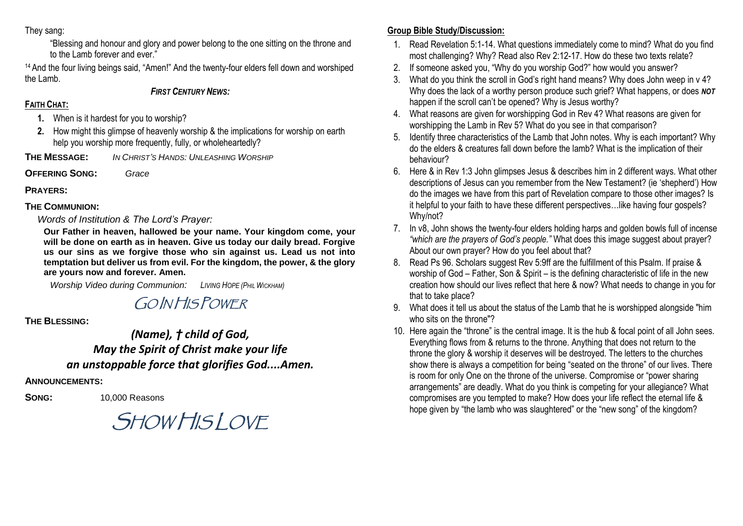They sang:

"Blessing and honour and glory and power belong to the one sitting on the throne and to the Lamb forever and ever."

[14] And the four living beings said, "Amen!" And the twenty-four elders fell down and worshiped the Lamb.

***FIRST CENTURY NEWS:***

**FAITH CHAT:**

1. When is it hardest for you to worship?
2. How might this glimpse of heavenly worship & the implications for worship on earth help you worship more frequently, fully, or wholeheartedly?

**THE MESSAGE:** *IN CHRIST'S HANDS: UNLEASHING WORSHIP*

**OFFERING SONG:** *Grace*

**PRAYERS:**

**THE COMMUNION:**

*Words of Institution & The Lord's Prayer:*

**Our Father in heaven, hallowed be your name. Your kingdom come, your will be done on earth as in heaven. Give us today our daily bread. Forgive us our sins as we forgive those who sin against us. Lead us not into temptation but deliver us from evil. For the kingdom, the power, & the glory are yours now and forever. Amen.**

*Worship Video during Communion:* *LIVING HOPE (PHIL WICKHAM)*

GO IN HIS POWER

**THE BLESSING:**

***(Name), † child of God,***
***May the Spirit of Christ make your life***
***an unstoppable force that glorifies God....Amen.***

**ANNOUNCEMENTS:**

**SONG:** 10,000 Reasons

SHOW HIS LOVE

**Group Bible Study/Discussion:**

1. Read Revelation 5:1-14. What questions immediately come to mind? What do you find most challenging? Why? Read also Rev 2:12-17. How do these two texts relate?
2. If someone asked you, "Why do you worship God?" how would you answer?
3. What do you think the scroll in God's right hand means? Why does John weep in v 4? Why does the lack of a worthy person produce such grief? What happens, or does ***NOT*** happen if the scroll can't be opened? Why is Jesus worthy?
4. What reasons are given for worshipping God in Rev 4? What reasons are given for worshipping the Lamb in Rev 5? What do you see in that comparison?
5. Identify three characteristics of the Lamb that John notes. Why is each important? Why do the elders & creatures fall down before the lamb? What is the implication of their behaviour?
6. Here & in Rev 1:3 John glimpses Jesus & describes him in 2 different ways. What other descriptions of Jesus can you remember from the New Testament? (ie 'shepherd') How do the images we have from this part of Revelation compare to those other images? Is it helpful to your faith to have these different perspectives…like having four gospels? Why/not?
7. In v8, John shows the twenty-four elders holding harps and golden bowls full of incense *"which are the prayers of God's people."* What does this image suggest about prayer? About our own prayer? How do you feel about that?
8. Read Ps 96. Scholars suggest Rev 5:9ff are the fulfillment of this Psalm. If praise & worship of God – Father, Son & Spirit – is the defining characteristic of life in the new creation how should our lives reflect that here & now? What needs to change in you for that to take place?
9. What does it tell us about the status of the Lamb that he is worshipped alongside "him who sits on the throne"?
10. Here again the "throne" is the central image. It is the hub & focal point of all John sees. Everything flows from & returns to the throne. Anything that does not return to the throne the glory & worship it deserves will be destroyed. The letters to the churches show there is always a competition for being "seated on the throne" of our lives. There is room for only One on the throne of the universe. Compromise or "power sharing arrangements" are deadly. What do you think is competing for your allegiance? What compromises are you tempted to make? How does your life reflect the eternal life & hope given by "the lamb who was slaughtered" or the "new song" of the kingdom?